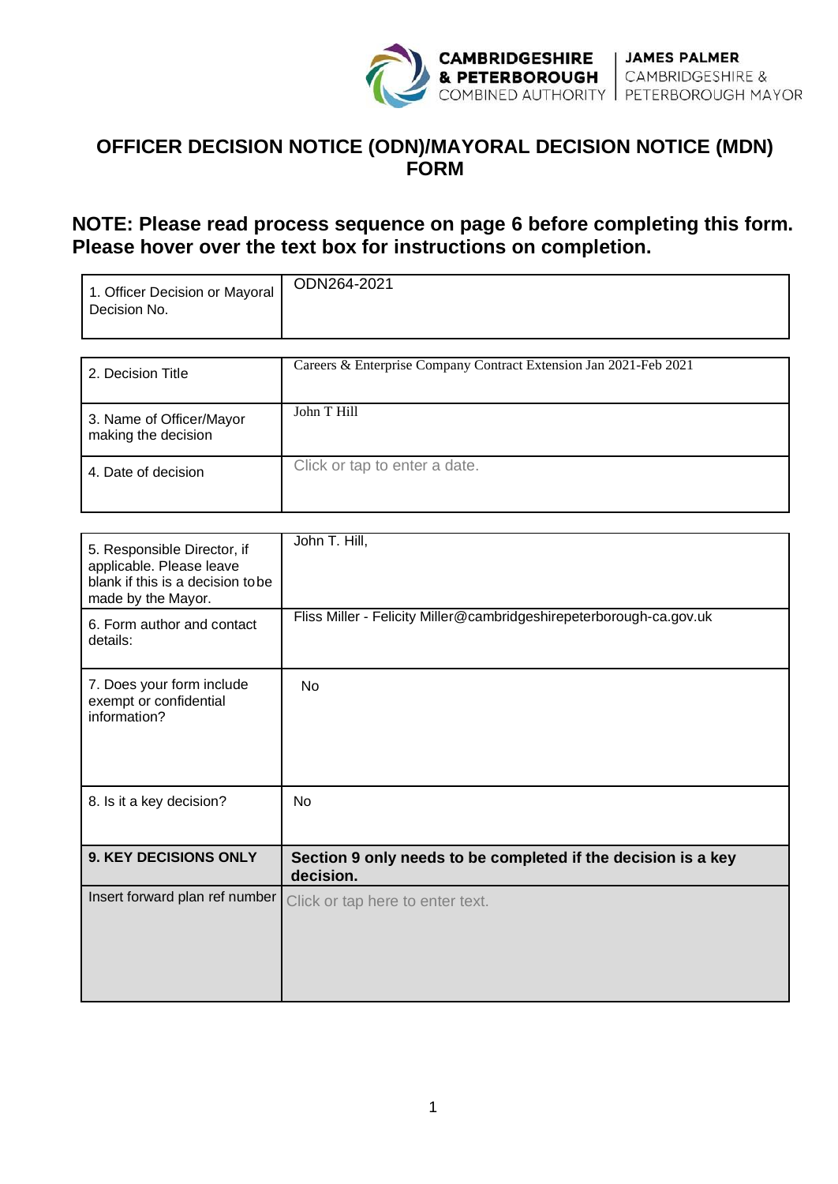CAMBRIDGESHIRE & PETERBOROUGH COMBINED AUTHORITY | JAMES PALMER CAMBRIDGESHIRE & PETERBOROUGH MAYOR

# OFFICER DECISION NOTICE (ODN)/MAYORAL DECISION NOTICE (MDN) FORM

## NOTE: Please read process sequence on page 6 before completing this form. Please hover over the text box for instructions on completion.

| | |
|---|---|
| 1. Officer Decision or Mayoral Decision No. | ODN264-2021 |

| | |
|---|---|
| 2. Decision Title | Careers & Enterprise Company Contract Extension Jan 2021-Feb 2021 |
| 3. Name of Officer/Mayor making the decision | John T Hill |
| 4. Date of decision | Click or tap to enter a date. |

| | |
|---|---|
| 5. Responsible Director, if applicable. Please leave blank if this is a decision to be made by the Mayor. | John T. Hill, |
| 6. Form author and contact details: | Fliss Miller - Felicity Miller@cambridgeshirepeterborough-ca.gov.uk |
| 7. Does your form include exempt or confidential information? | No |
| 8. Is it a key decision? | No |
| **9. KEY DECISIONS ONLY** | **Section 9 only needs to be completed if the decision is a key decision.** |
| Insert forward plan ref number | Click or tap here to enter text. |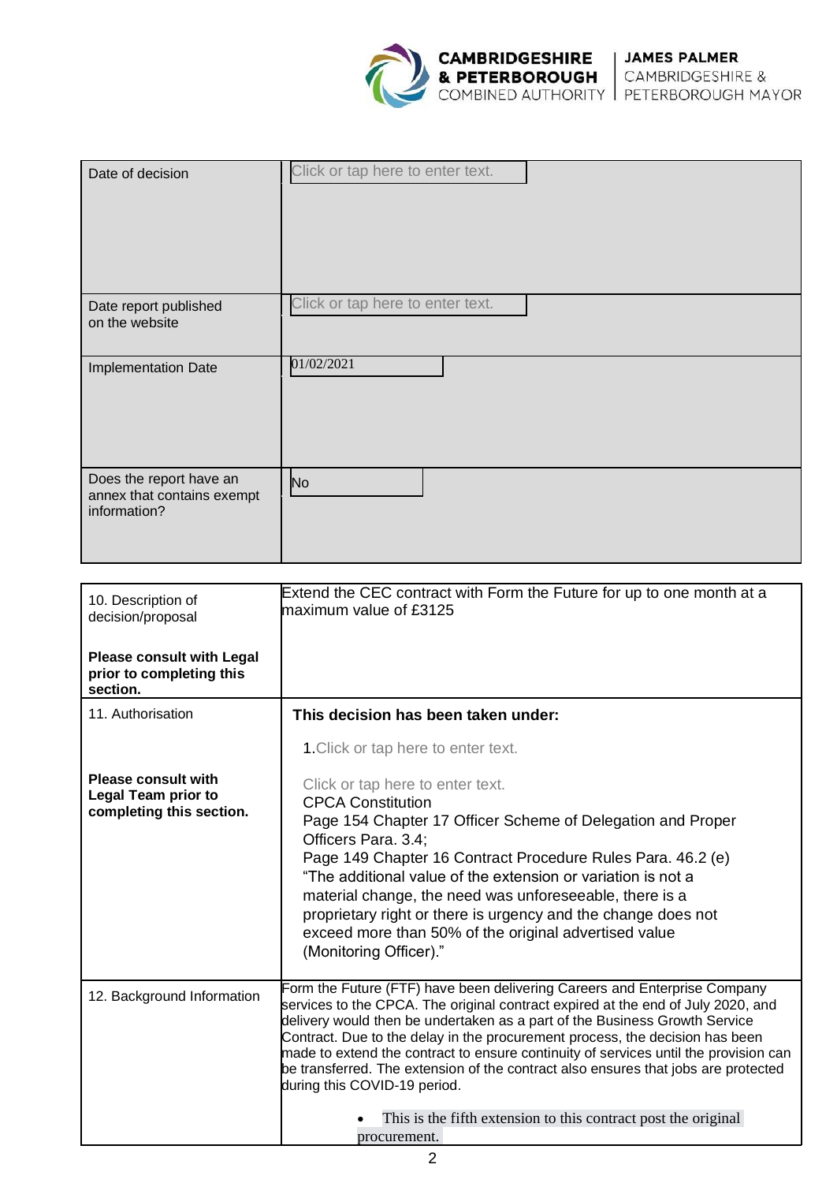| | |
|---|---|
| Date of decision | Click or tap here to enter text. |
| Date report published on the website | Click or tap here to enter text. |
| Implementation Date | 01/02/2021 |
| Does the report have an annex that contains exempt information? | No |

| | |
|---|---|
| 10. Description of decision/proposal<br><br>**Please consult with Legal prior to completing this section.** | Extend the CEC contract with Form the Future for up to one month at a maximum value of £3125 |
| 11. Authorisation<br><br>**Please consult with Legal Team prior to completing this section.** | **This decision has been taken under:**<br><br>1.Click or tap here to enter text.<br><br>Click or tap here to enter text.<br>CPCA Constitution<br>Page 154 Chapter 17 Officer Scheme of Delegation and Proper Officers Para. 3.4;<br>Page 149 Chapter 16 Contract Procedure Rules Para. 46.2 (e) "The additional value of the extension or variation is not a material change, the need was unforeseeable, there is a proprietary right or there is urgency and the change does not exceed more than 50% of the original advertised value (Monitoring Officer)." |
| 12. Background Information | Form the Future (FTF) have been delivering Careers and Enterprise Company services to the CPCA. The original contract expired at the end of July 2020, and delivery would then be undertaken as a part of the Business Growth Service Contract. Due to the delay in the procurement process, the decision has been made to extend the contract to ensure continuity of services until the provision can be transferred. The extension of the contract also ensures that jobs are protected during this COVID-19 period.<br><br>• This is the fifth extension to this contract post the original procurement. |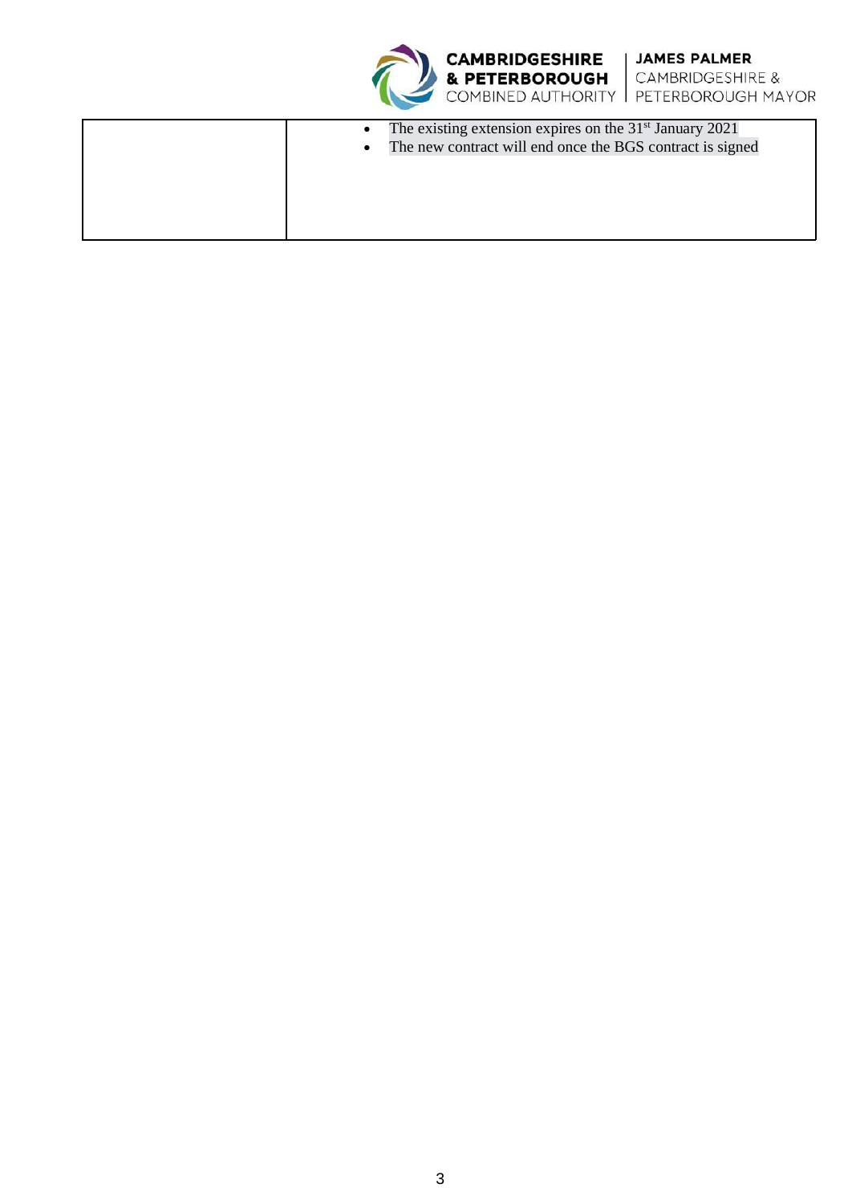| | |
|---|---|
| | • The existing extension expires on the 31st January 2021<br>• The new contract will end once the BGS contract is signed |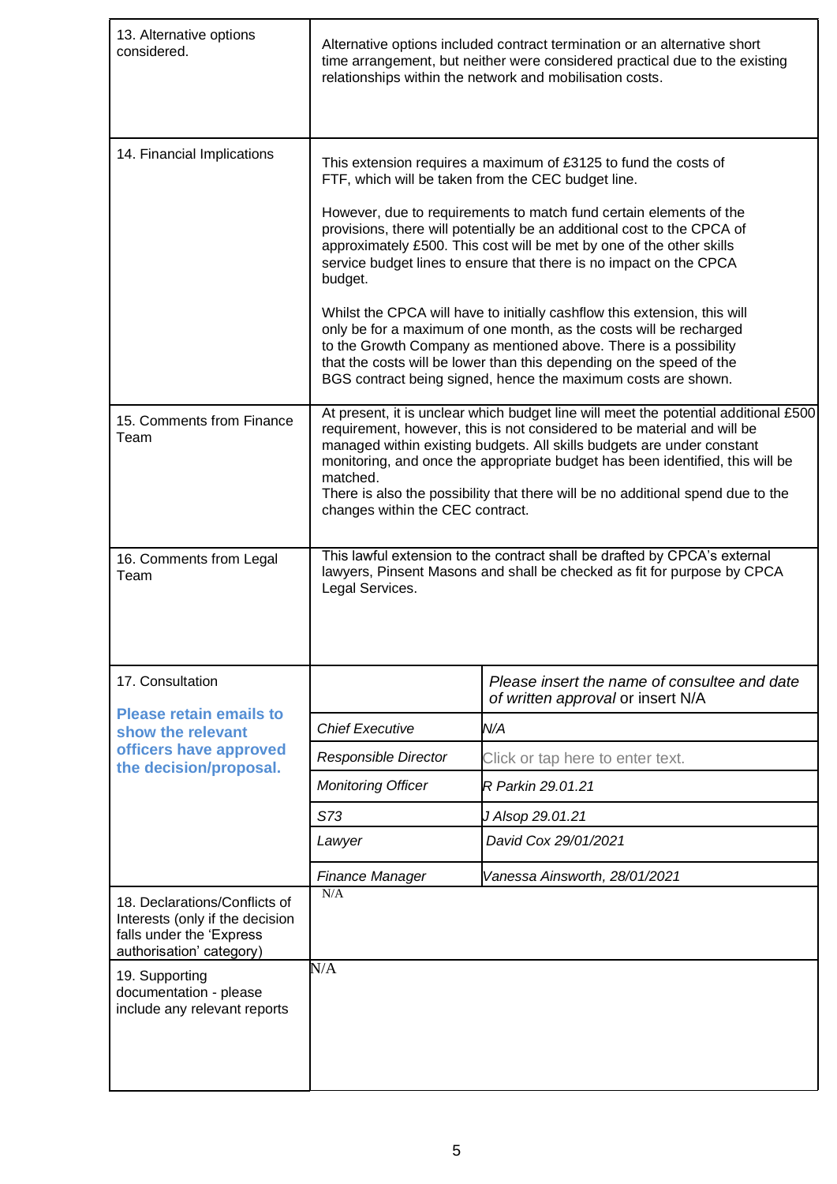| 13. Alternative options considered. | Alternative options included contract termination or an alternative short time arrangement, but neither were considered practical due to the existing relationships within the network and mobilisation costs. | |
|---|---|---|
| 14. Financial Implications | This extension requires a maximum of £3125 to fund the costs of FTF, which will be taken from the CEC budget line.<br><br>However, due to requirements to match fund certain elements of the provisions, there will potentially be an additional cost to the CPCA of approximately £500. This cost will be met by one of the other skills service budget lines to ensure that there is no impact on the CPCA budget.<br><br>Whilst the CPCA will have to initially cashflow this extension, this will only be for a maximum of one month, as the costs will be recharged to the Growth Company as mentioned above. There is a possibility that the costs will be lower than this depending on the speed of the BGS contract being signed, hence the maximum costs are shown. | |
| 15. Comments from Finance Team | At present, it is unclear which budget line will meet the potential additional £500 requirement, however, this is not considered to be material and will be managed within existing budgets. All skills budgets are under constant monitoring, and once the appropriate budget has been identified, this will be matched.<br>There is also the possibility that there will be no additional spend due to the changes within the CEC contract. | |
| 16. Comments from Legal Team | This lawful extension to the contract shall be drafted by CPCA's external lawyers, Pinsent Masons and shall be checked as fit for purpose by CPCA Legal Services. | |
| 17. Consultation<br><br>**Please retain emails to show the relevant officers have approved the decision/proposal.** | | *Please insert the name of consultee and date of written approval* or insert N/A |
| | *Chief Executive* | *N/A* |
| | *Responsible Director* | Click or tap here to enter text. |
| | *Monitoring Officer* | *R Parkin 29.01.21* |
| | *S73* | *J Alsop 29.01.21* |
| | *Lawyer* | *David Cox 29/01/2021* |
| | *Finance Manager* | *Vanessa Ainsworth, 28/01/2021* |
| 18. Declarations/Conflicts of Interests (only if the decision falls under the 'Express authorisation' category) | N/A | |
| 19. Supporting documentation - please include any relevant reports | N/A | |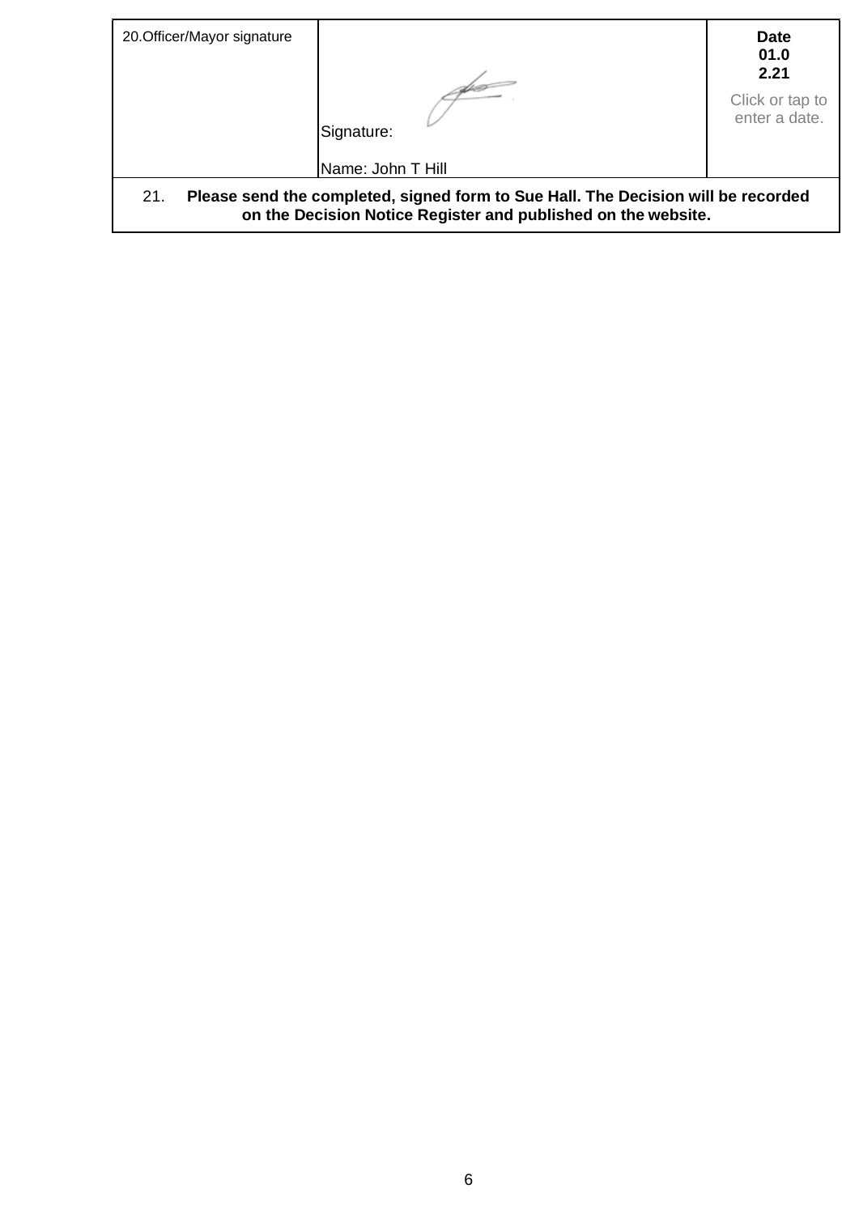| 20.Officer/Mayor signature | Signature:<br><br>Name: John T Hill | **Date**<br>**01.02.21**<br><br>Click or tap to enter a date. |
| --- | --- | --- |
| 21. **Please send the completed, signed form to Sue Hall. The Decision will be recorded on the Decision Notice Register and published on the website.** | | |